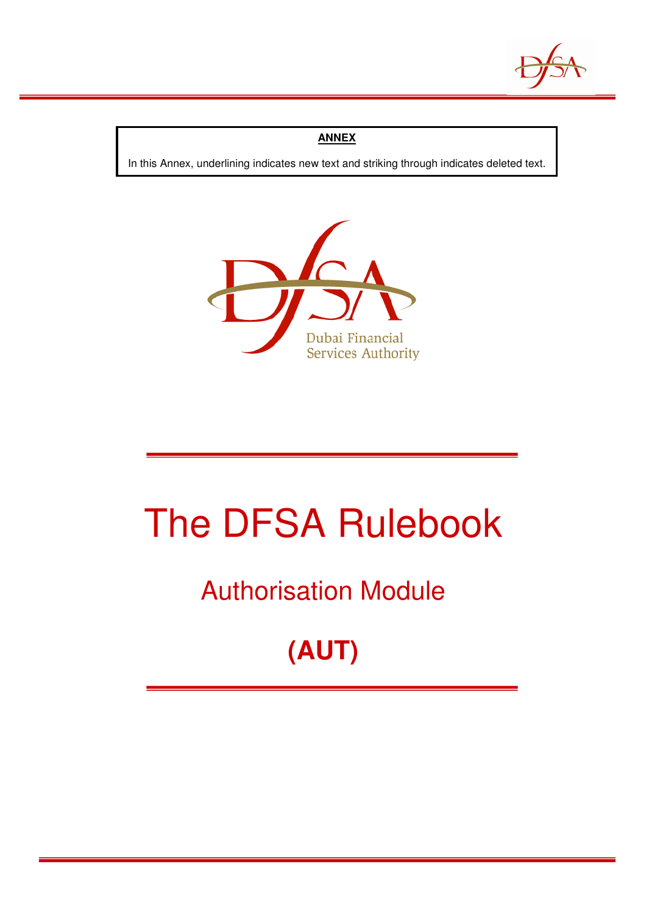**ANNEX**

In this Annex, underlining indicates new text and striking through indicates deleted text.

Dubai Financial Services Authority

# The DFSA Rulebook

## Authorisation Module

## (AUT)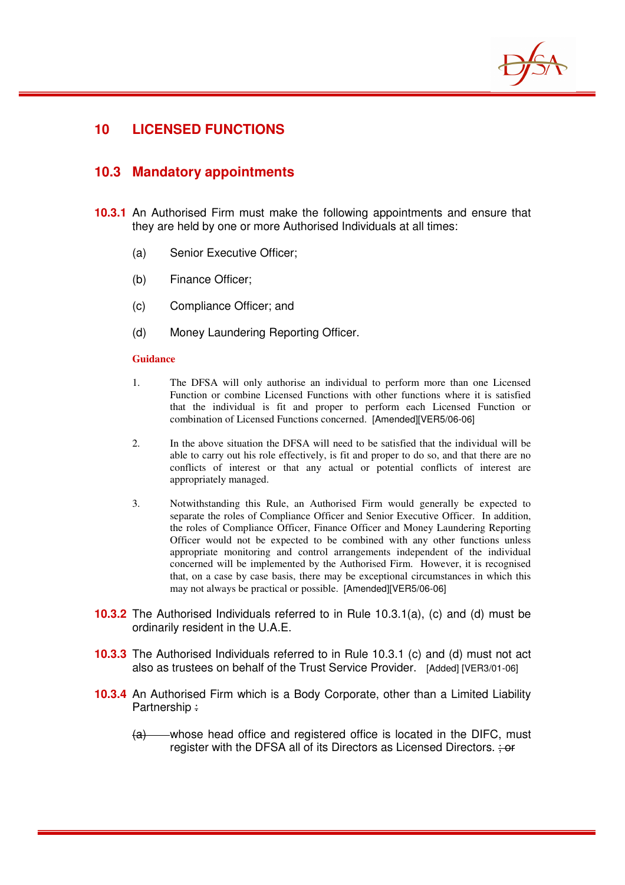# 10 LICENSED FUNCTIONS

## 10.3 Mandatory appointments

**10.3.1** An Authorised Firm must make the following appointments and ensure that they are held by one or more Authorised Individuals at all times:

(a) Senior Executive Officer;

(b) Finance Officer;

(c) Compliance Officer; and

(d) Money Laundering Reporting Officer.

**Guidance**

1. The DFSA will only authorise an individual to perform more than one Licensed Function or combine Licensed Functions with other functions where it is satisfied that the individual is fit and proper to perform each Licensed Function or combination of Licensed Functions concerned. [Amended][VER5/06-06]

2. In the above situation the DFSA will need to be satisfied that the individual will be able to carry out his role effectively, is fit and proper to do so, and that there are no conflicts of interest or that any actual or potential conflicts of interest are appropriately managed.

3. Notwithstanding this Rule, an Authorised Firm would generally be expected to separate the roles of Compliance Officer and Senior Executive Officer. In addition, the roles of Compliance Officer, Finance Officer and Money Laundering Reporting Officer would not be expected to be combined with any other functions unless appropriate monitoring and control arrangements independent of the individual concerned will be implemented by the Authorised Firm. However, it is recognised that, on a case by case basis, there may be exceptional circumstances in which this may not always be practical or possible. [Amended][VER5/06-06]

**10.3.2** The Authorised Individuals referred to in Rule 10.3.1(a), (c) and (d) must be ordinarily resident in the U.A.E.

**10.3.3** The Authorised Individuals referred to in Rule 10.3.1 (c) and (d) must not act also as trustees on behalf of the Trust Service Provider. [Added] [VER3/01-06]

**10.3.4** An Authorised Firm which is a Body Corporate, other than a Limited Liability Partnership ~~:~~

~~(a)~~ whose head office and registered office is located in the DIFC, must register with the DFSA all of its Directors as Licensed Directors. ~~; or~~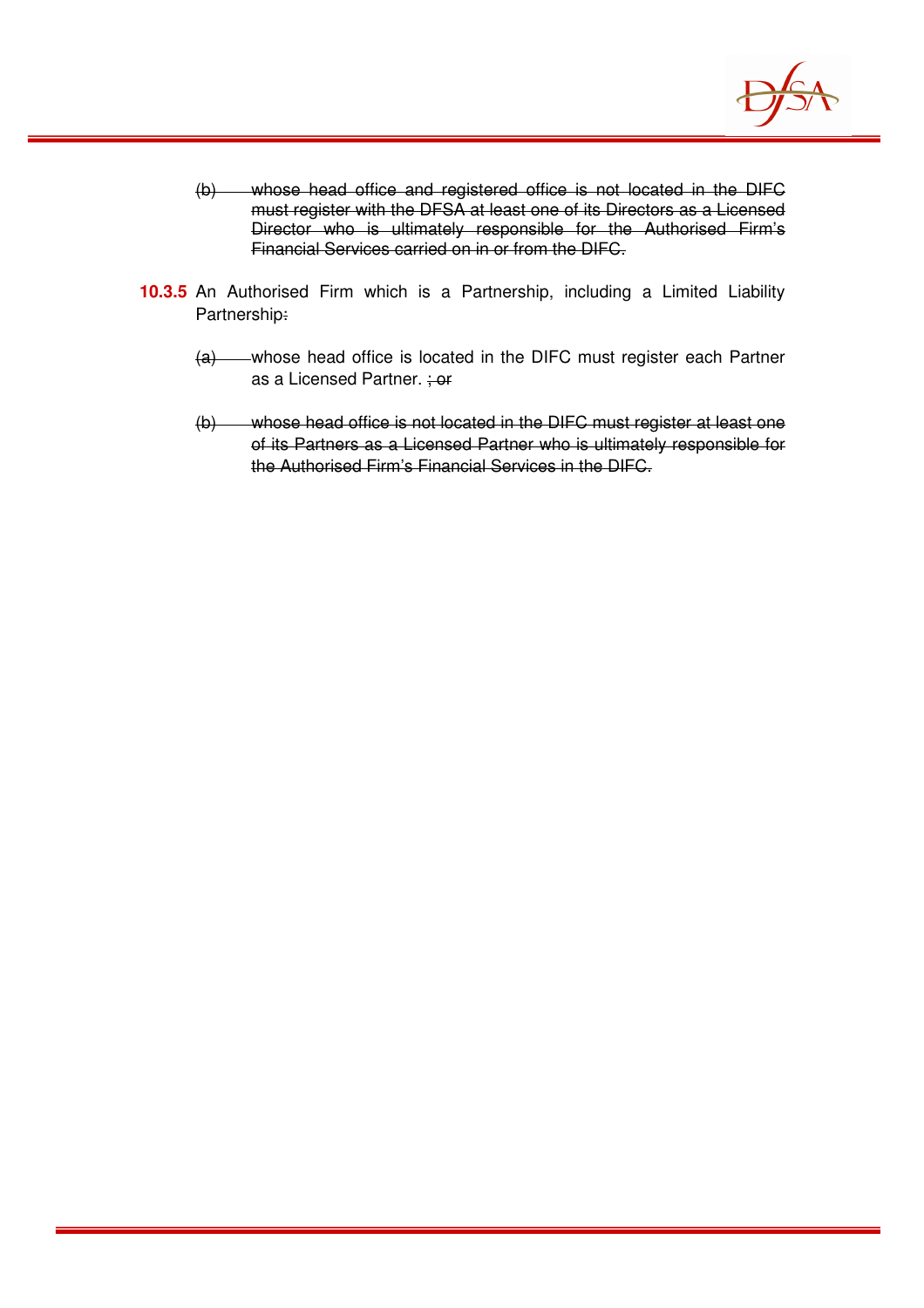(b) ~~whose head office and registered office is not located in the DIFC must register with the DFSA at least one of its Directors as a Licensed Director who is ultimately responsible for the Authorised Firm's Financial Services carried on in or from the DIFC.~~

**10.3.5** An Authorised Firm which is a Partnership, including a Limited Liability Partnership~~:~~

~~(a)~~ whose head office is located in the DIFC must register each Partner as a Licensed Partner. ~~; or~~

~~(b) whose head office is not located in the DIFC must register at least one of its Partners as a Licensed Partner who is ultimately responsible for the Authorised Firm's Financial Services in the DIFC.~~